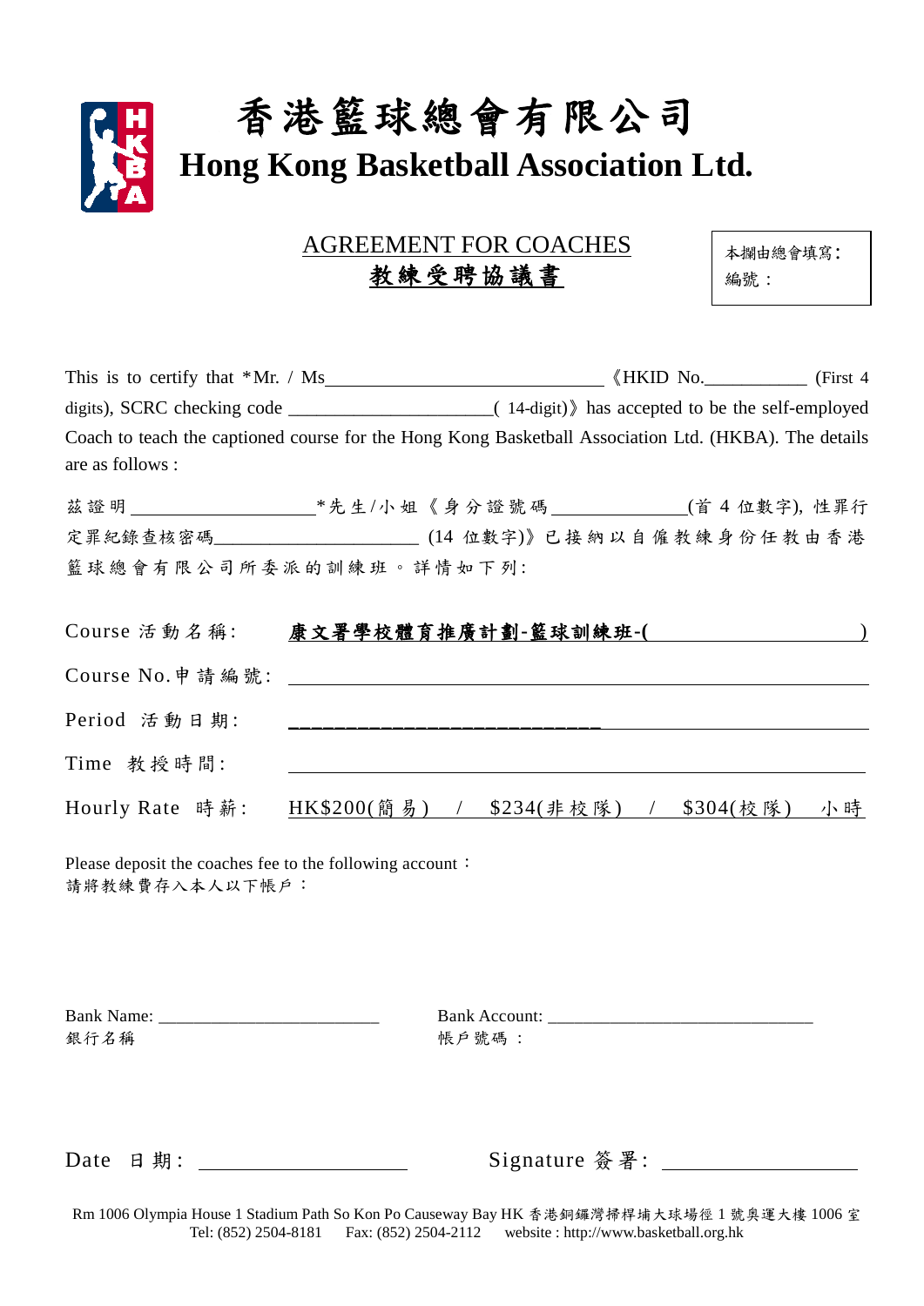# 香港籃球總會有限公司
# Hong Kong Basketball Association Ltd.

## AGREEMENT FOR COACHES
## 教練受聘協議書

本欄由總會填寫:
編號：

This is to certify that *Mr. / Ms______________________________ 《HKID No.___________ (First 4 digits), SCRC checking code ______________________( 14-digit)》has accepted to be the self-employed Coach to teach the captioned course for the Hong Kong Basketball Association Ltd. (HKBA). The details are as follows :

茲證明____________________*先生/小姐《身分證號碼______________(首 4 位數字), 性罪行定罪紀錄查核密碼______________________ (14 位數字)》已接納以自僱教練身份任教由香港籃球總會有限公司所委派的訓練班。詳情如下列:

Course 活動名稱: **康文署學校體育推廣計劃-籃球訓練班-(　　　　　　　　　　　)**

Course No.申請編號: ______________________________

Period 活動日期: ______________________________

Time 教授時間: ______________________________

Hourly Rate 時薪: HK$200(簡易) / $234(非校隊) / $304(校隊) 小時

Please deposit the coaches fee to the following account：
請將教練費存入本人以下帳戶：

Bank Name: _________________________
銀行名稱

Bank Account: ______________________________
帳戶號碼 ：

Date 日期: ____________________

Signature 簽署: ____________________

Rm 1006 Olympia House 1 Stadium Path So Kon Po Causeway Bay HK 香港銅鑼灣掃桿埔大球場徑 1 號奧運大樓 1006 室
Tel: (852) 2504-8181 Fax: (852) 2504-2112 website : http://www.basketball.org.hk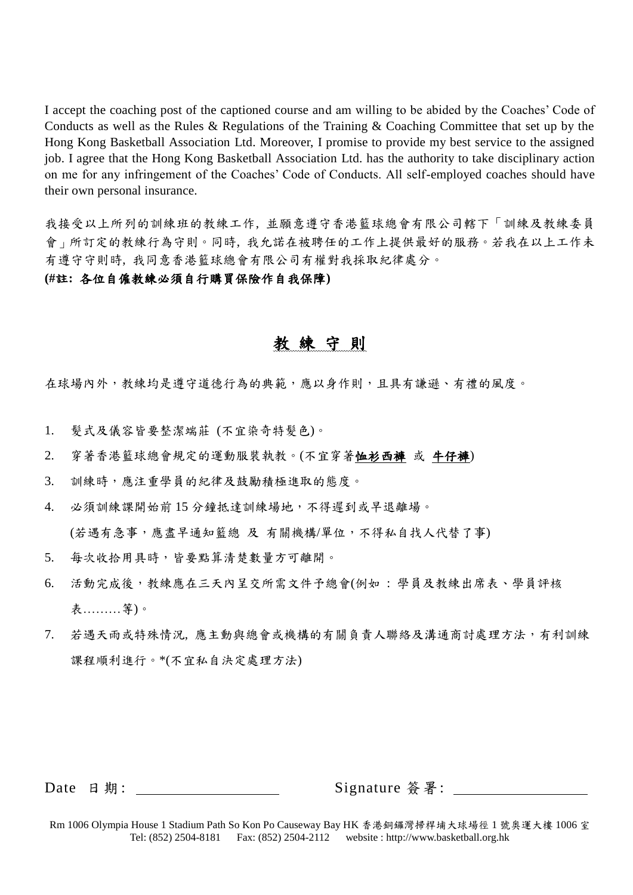I accept the coaching post of the captioned course and am willing to be abided by the Coaches' Code of Conducts as well as the Rules & Regulations of the Training & Coaching Committee that set up by the Hong Kong Basketball Association Ltd. Moreover, I promise to provide my best service to the assigned job. I agree that the Hong Kong Basketball Association Ltd. has the authority to take disciplinary action on me for any infringement of the Coaches' Code of Conducts. All self-employed coaches should have their own personal insurance.

我接受以上所列的訓練班的教練工作，並願意遵守香港籃球總會有限公司轄下「訓練及教練委員會」所訂定的教練行為守則。同時，我允諾在被聘任的工作上提供最好的服務。若我在以上工作未有遵守守則時，我同意香港籃球總會有限公司有權對我採取紀律處分。

**(#註：各位自僱教練必須自行購買保險作自我保障)**

# 教 練 守 則

在球場內外，教練均是遵守道德行為的典範，應以身作則，且具有謙遜、有禮的風度。

1. 髮式及儀容皆要整潔端莊 (不宜染奇特髮色)。
2. 穿著香港籃球總會規定的運動服裝執教。(不宜穿著**恤衫西褲** 或 **牛仔褲**)
3. 訓練時，應注重學員的紀律及鼓勵積極進取的態度。
4. 必須訓練課開始前 15 分鐘抵達訓練場地，不得遲到或早退離場。
   (若遇有急事，應盡早通知籃總 及 有關機構/單位，不得私自找人代替了事)
5. 每次收拾用具時，皆要點算清楚數量方可離開。
6. 活動完成後，教練應在三天內呈交所需文件予總會(例如 ：學員及教練出席表、學員評核表………等)。
7. 若遇天雨或特殊情況，應主動與總會或機構的有關負責人聯絡及溝通商討處理方法，有利訓練課程順利進行。*(不宜私自決定處理方法)

Date 日期: ____________________ Signature 簽署: ____________________

Rm 1006 Olympia House 1 Stadium Path So Kon Po Causeway Bay HK 香港銅鑼灣掃桿埔大球場徑 1 號奧運大樓 1006 室
Tel: (852) 2504-8181 Fax: (852) 2504-2112 website : http://www.basketball.org.hk